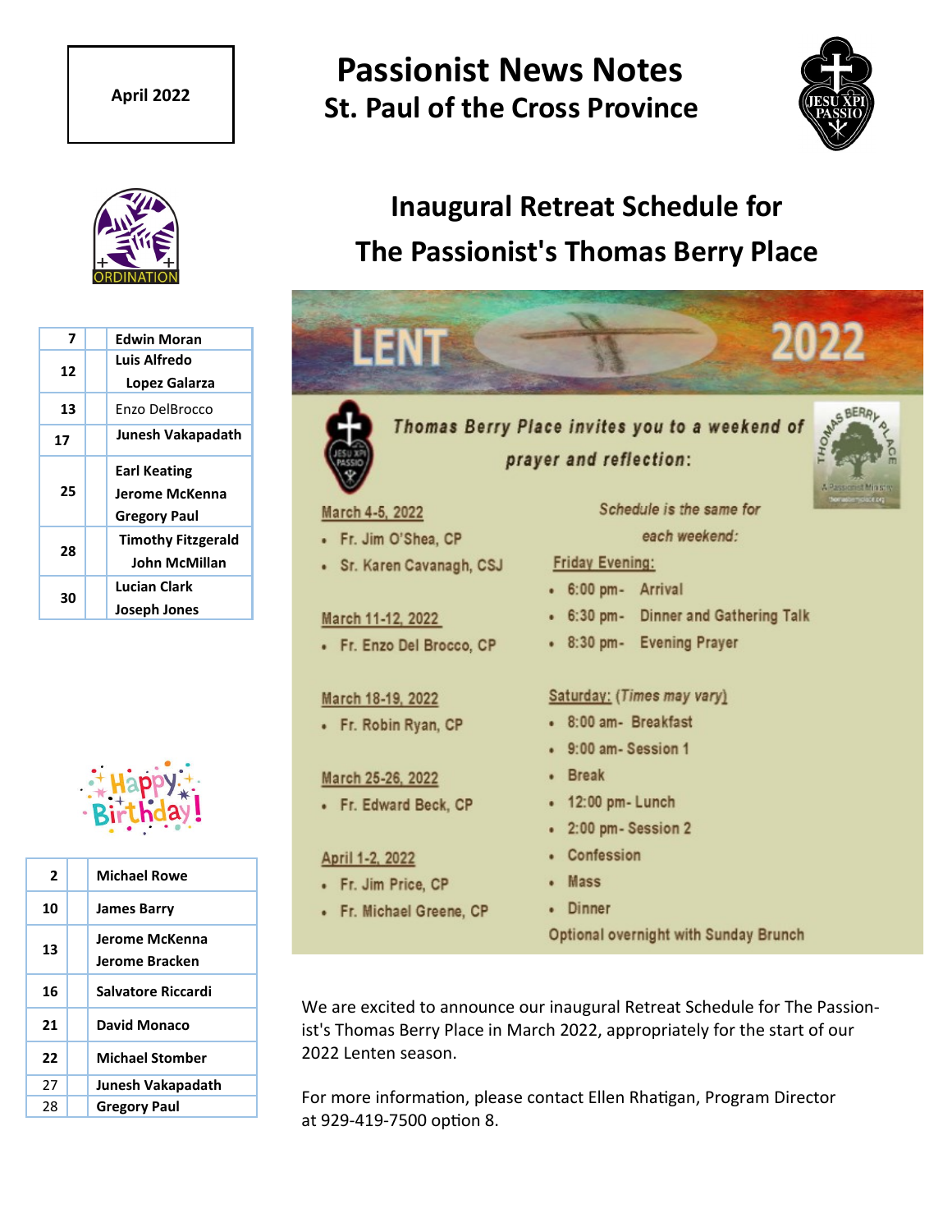April 2022

# Passionist News Notes
## St. Paul of the Cross Province

ORDINATION

| | | |
|---|---|---|
| 7 | | Edwin Moran |
| 12 | | Luis Alfredo Lopez Galarza |
| 13 | | Enzo DelBrocco |
| 17 | | Junesh Vakapadath |
| 25 | | Earl Keating<br>Jerome McKenna<br>Gregory Paul |
| 28 | | Timothy Fitzgerald<br>John McMillan |
| 30 | | Lucian Clark<br>Joseph Jones |

Happy Birthday!

| | | |
|---|---|---|
| 2 | | Michael Rowe |
| 10 | | James Barry |
| 13 | | Jerome McKenna<br>Jerome Bracken |
| 16 | | Salvatore Riccardi |
| 21 | | David Monaco |
| 22 | | Michael Stomber |
| 27 | | Junesh Vakapadath |
| 28 | | Gregory Paul |

## Inaugural Retreat Schedule for The Passionist's Thomas Berry Place

LENT 2022

*Thomas Berry Place invites you to a weekend of prayer and reflection:*

March 4-5, 2022
- Fr. Jim O'Shea, CP
- Sr. Karen Cavanagh, CSJ

March 11-12, 2022
- Fr. Enzo Del Brocco, CP

March 18-19, 2022
- Fr. Robin Ryan, CP

March 25-26, 2022
- Fr. Edward Beck, CP

April 1-2, 2022
- Fr. Jim Price, CP
- Fr. Michael Greene, CP

*Schedule is the same for each weekend:*

Friday Evening:
- 6:00 pm- Arrival
- 6:30 pm- Dinner and Gathering Talk
- 8:30 pm- Evening Prayer

Saturday: (*Times may vary*)
- 8:00 am- Breakfast
- 9:00 am- Session 1
- Break
- 12:00 pm- Lunch
- 2:00 pm- Session 2
- Confession
- Mass
- Dinner

Optional overnight with Sunday Brunch

We are excited to announce our inaugural Retreat Schedule for The Passionist's Thomas Berry Place in March 2022, appropriately for the start of our 2022 Lenten season.

For more information, please contact Ellen Rhatigan, Program Director at 929-419-7500 option 8.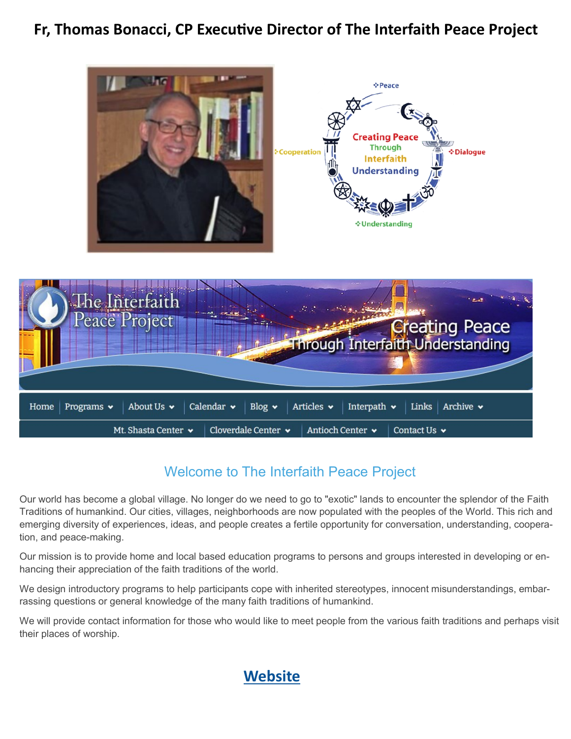# Fr, Thomas Bonacci, CP Executive Director of The Interfaith Peace Project

## Welcome to The Interfaith Peace Project

Our world has become a global village. No longer do we need to go to "exotic" lands to encounter the splendor of the Faith Traditions of humankind. Our cities, villages, neighborhoods are now populated with the peoples of the World. This rich and emerging diversity of experiences, ideas, and people creates a fertile opportunity for conversation, understanding, cooperation, and peace-making.

Our mission is to provide home and local based education programs to persons and groups interested in developing or enhancing their appreciation of the faith traditions of the world.

We design introductory programs to help participants cope with inherited stereotypes, innocent misunderstandings, embarrassing questions or general knowledge of the many faith traditions of humankind.

We will provide contact information for those who would like to meet people from the various faith traditions and perhaps visit their places of worship.

## Website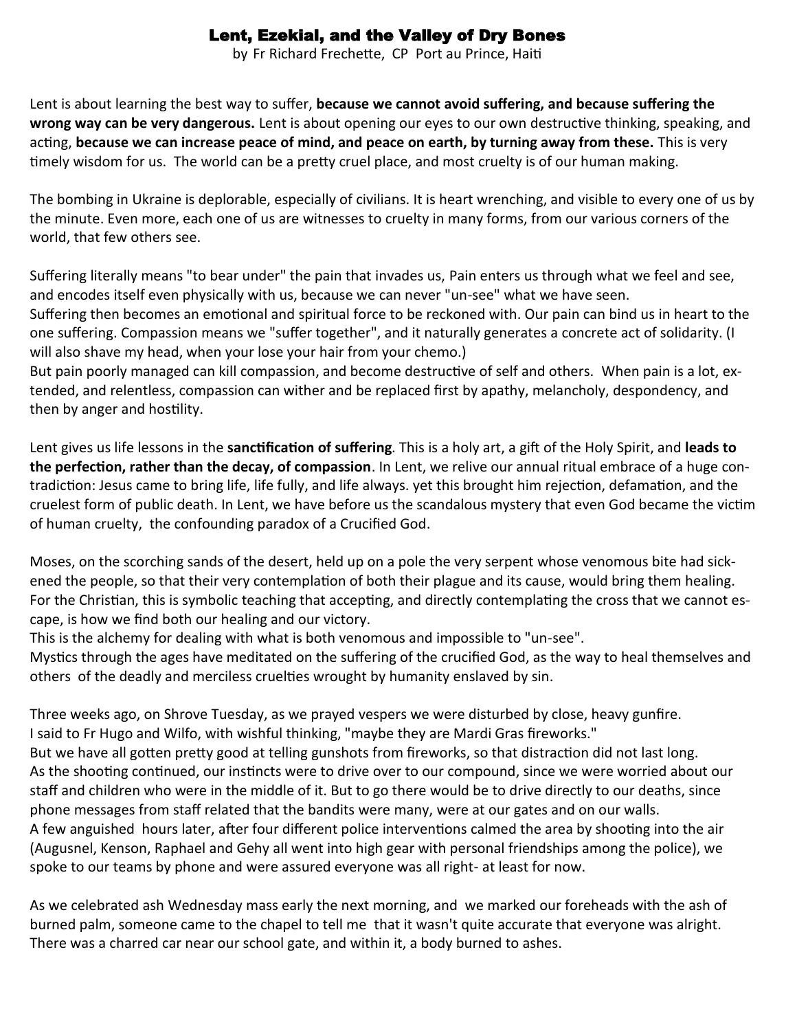# Lent, Ezekial, and the Valley of Dry Bones

by Fr Richard Frechette, CP Port au Prince, Haiti

Lent is about learning the best way to suffer, **because we cannot avoid suffering, and because suffering the wrong way can be very dangerous.** Lent is about opening our eyes to our own destructive thinking, speaking, and acting, **because we can increase peace of mind, and peace on earth, by turning away from these.** This is very timely wisdom for us. The world can be a pretty cruel place, and most cruelty is of our human making.

The bombing in Ukraine is deplorable, especially of civilians. It is heart wrenching, and visible to every one of us by the minute. Even more, each one of us are witnesses to cruelty in many forms, from our various corners of the world, that few others see.

Suffering literally means "to bear under" the pain that invades us, Pain enters us through what we feel and see, and encodes itself even physically with us, because we can never "un-see" what we have seen.
Suffering then becomes an emotional and spiritual force to be reckoned with. Our pain can bind us in heart to the one suffering. Compassion means we "suffer together", and it naturally generates a concrete act of solidarity. (I will also shave my head, when your lose your hair from your chemo.)
But pain poorly managed can kill compassion, and become destructive of self and others. When pain is a lot, extended, and relentless, compassion can wither and be replaced first by apathy, melancholy, despondency, and then by anger and hostility.

Lent gives us life lessons in the **sanctification of suffering**. This is a holy art, a gift of the Holy Spirit, and **leads to the perfection, rather than the decay, of compassion**. In Lent, we relive our annual ritual embrace of a huge contradiction: Jesus came to bring life, life fully, and life always. yet this brought him rejection, defamation, and the cruelest form of public death. In Lent, we have before us the scandalous mystery that even God became the victim of human cruelty, the confounding paradox of a Crucified God.

Moses, on the scorching sands of the desert, held up on a pole the very serpent whose venomous bite had sickened the people, so that their very contemplation of both their plague and its cause, would bring them healing. For the Christian, this is symbolic teaching that accepting, and directly contemplating the cross that we cannot escape, is how we find both our healing and our victory.
This is the alchemy for dealing with what is both venomous and impossible to "un-see".
Mystics through the ages have meditated on the suffering of the crucified God, as the way to heal themselves and others of the deadly and merciless cruelties wrought by humanity enslaved by sin.

Three weeks ago, on Shrove Tuesday, as we prayed vespers we were disturbed by close, heavy gunfire.
I said to Fr Hugo and Wilfo, with wishful thinking, "maybe they are Mardi Gras fireworks."
But we have all gotten pretty good at telling gunshots from fireworks, so that distraction did not last long.
As the shooting continued, our instincts were to drive over to our compound, since we were worried about our staff and children who were in the middle of it. But to go there would be to drive directly to our deaths, since phone messages from staff related that the bandits were many, were at our gates and on our walls.
A few anguished hours later, after four different police interventions calmed the area by shooting into the air (Augusnel, Kenson, Raphael and Gehy all went into high gear with personal friendships among the police), we spoke to our teams by phone and were assured everyone was all right- at least for now.

As we celebrated ash Wednesday mass early the next morning, and we marked our foreheads with the ash of burned palm, someone came to the chapel to tell me that it wasn't quite accurate that everyone was alright. There was a charred car near our school gate, and within it, a body burned to ashes.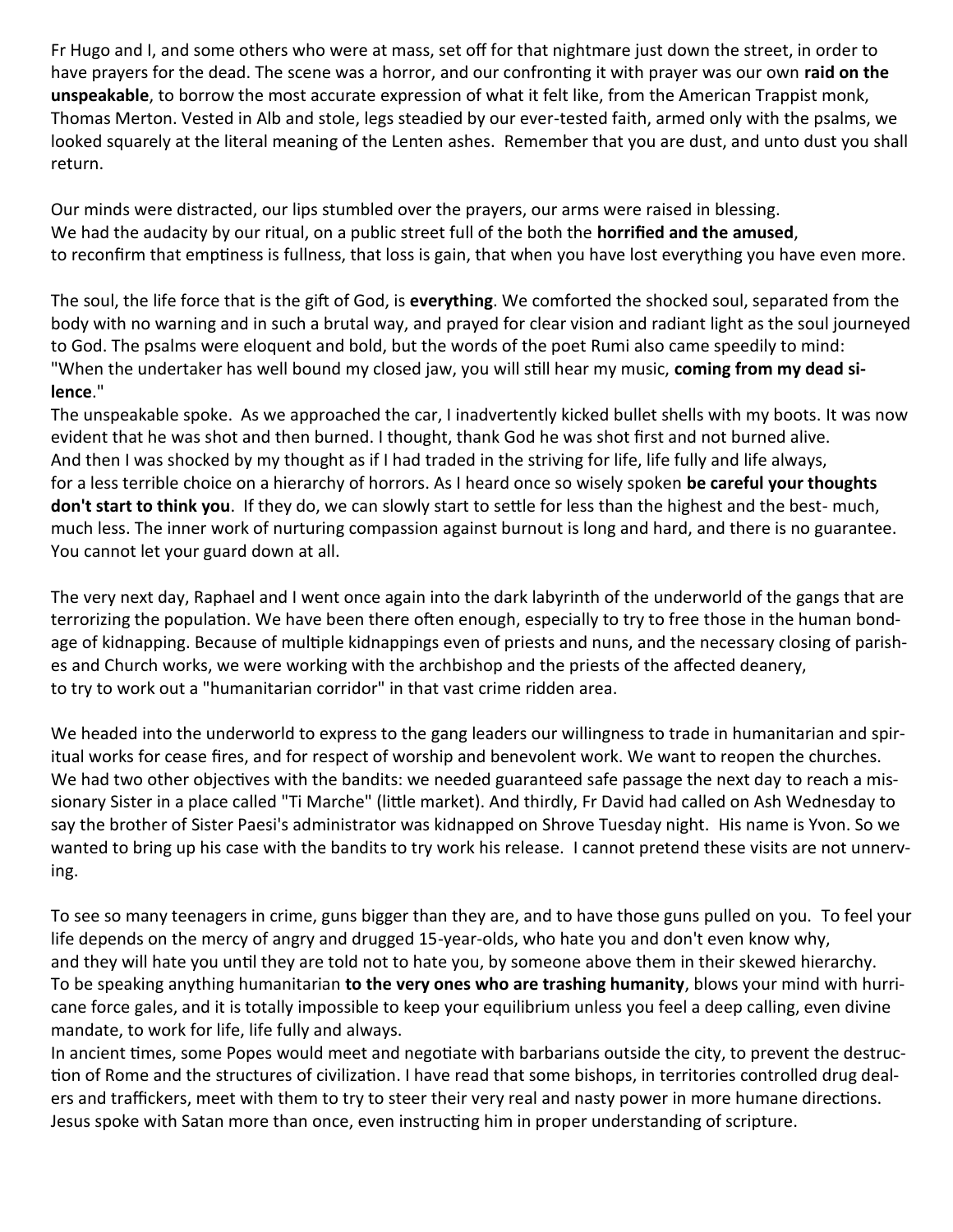Fr Hugo and I, and some others who were at mass, set off for that nightmare just down the street, in order to have prayers for the dead. The scene was a horror, and our confronting it with prayer was our own **raid on the unspeakable**, to borrow the most accurate expression of what it felt like, from the American Trappist monk, Thomas Merton. Vested in Alb and stole, legs steadied by our ever-tested faith, armed only with the psalms, we looked squarely at the literal meaning of the Lenten ashes. Remember that you are dust, and unto dust you shall return.

Our minds were distracted, our lips stumbled over the prayers, our arms were raised in blessing.
We had the audacity by our ritual, on a public street full of the both the **horrified and the amused**,
to reconfirm that emptiness is fullness, that loss is gain, that when you have lost everything you have even more.

The soul, the life force that is the gift of God, is **everything**. We comforted the shocked soul, separated from the body with no warning and in such a brutal way, and prayed for clear vision and radiant light as the soul journeyed to God. The psalms were eloquent and bold, but the words of the poet Rumi also came speedily to mind: "When the undertaker has well bound my closed jaw, you will still hear my music, **coming from my dead silence**."
The unspeakable spoke. As we approached the car, I inadvertently kicked bullet shells with my boots. It was now evident that he was shot and then burned. I thought, thank God he was shot first and not burned alive.
And then I was shocked by my thought as if I had traded in the striving for life, life fully and life always,
for a less terrible choice on a hierarchy of horrors. As I heard once so wisely spoken **be careful your thoughts don't start to think you**. If they do, we can slowly start to settle for less than the highest and the best- much, much less. The inner work of nurturing compassion against burnout is long and hard, and there is no guarantee. You cannot let your guard down at all.

The very next day, Raphael and I went once again into the dark labyrinth of the underworld of the gangs that are terrorizing the population. We have been there often enough, especially to try to free those in the human bondage of kidnapping. Because of multiple kidnappings even of priests and nuns, and the necessary closing of parishes and Church works, we were working with the archbishop and the priests of the affected deanery,
to try to work out a "humanitarian corridor" in that vast crime ridden area.

We headed into the underworld to express to the gang leaders our willingness to trade in humanitarian and spiritual works for cease fires, and for respect of worship and benevolent work. We want to reopen the churches. We had two other objectives with the bandits: we needed guaranteed safe passage the next day to reach a missionary Sister in a place called "Ti Marche" (little market). And thirdly, Fr David had called on Ash Wednesday to say the brother of Sister Paesi's administrator was kidnapped on Shrove Tuesday night. His name is Yvon. So we wanted to bring up his case with the bandits to try work his release. I cannot pretend these visits are not unnerving.

To see so many teenagers in crime, guns bigger than they are, and to have those guns pulled on you. To feel your life depends on the mercy of angry and drugged 15-year-olds, who hate you and don't even know why,
and they will hate you until they are told not to hate you, by someone above them in their skewed hierarchy.
To be speaking anything humanitarian **to the very ones who are trashing humanity**, blows your mind with hurricane force gales, and it is totally impossible to keep your equilibrium unless you feel a deep calling, even divine mandate, to work for life, life fully and always.
In ancient times, some Popes would meet and negotiate with barbarians outside the city, to prevent the destruction of Rome and the structures of civilization. I have read that some bishops, in territories controlled drug dealers and traffickers, meet with them to try to steer their very real and nasty power in more humane directions. Jesus spoke with Satan more than once, even instructing him in proper understanding of scripture.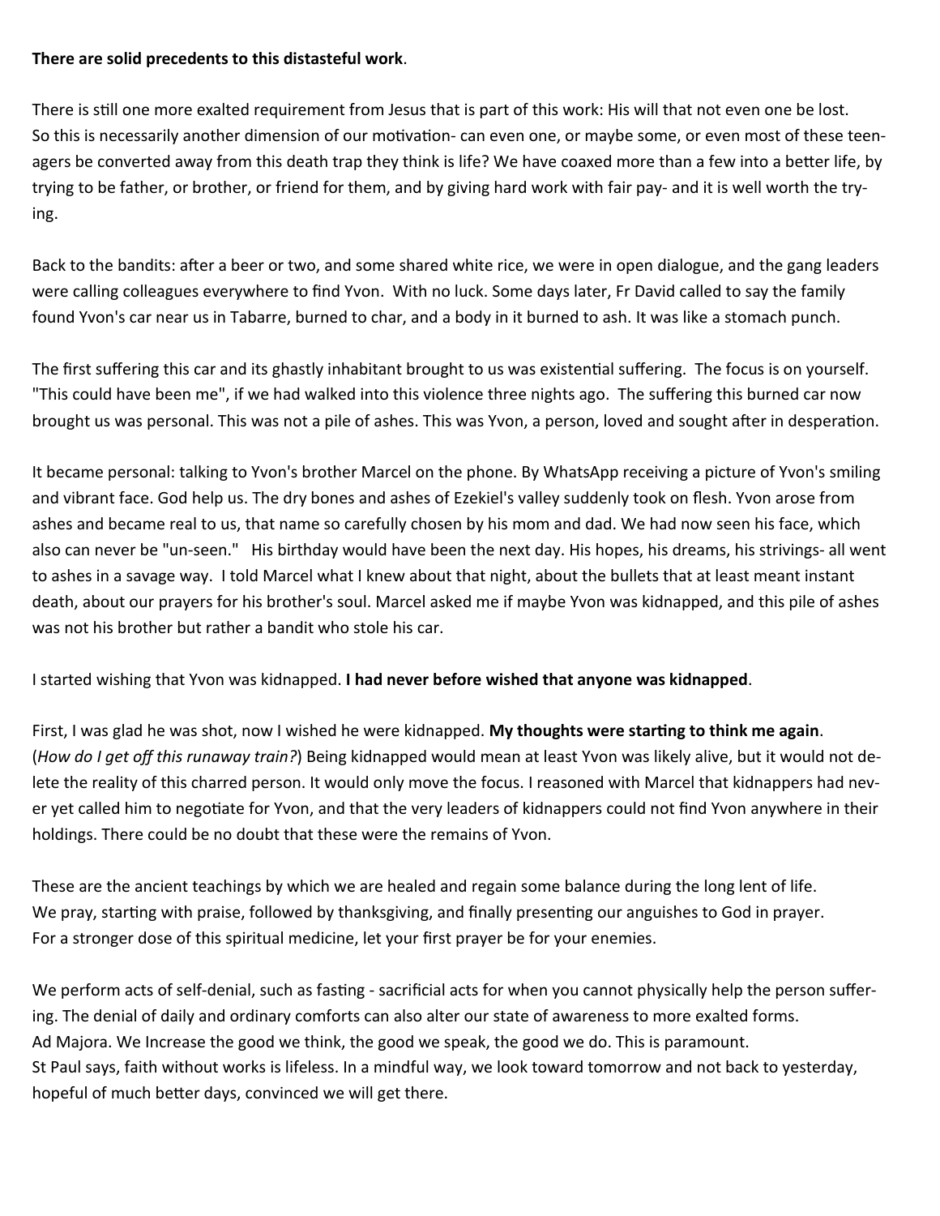**There are solid precedents to this distasteful work**.

There is still one more exalted requirement from Jesus that is part of this work: His will that not even one be lost. So this is necessarily another dimension of our motivation- can even one, or maybe some, or even most of these teenagers be converted away from this death trap they think is life? We have coaxed more than a few into a better life, by trying to be father, or brother, or friend for them, and by giving hard work with fair pay- and it is well worth the trying.

Back to the bandits: after a beer or two, and some shared white rice, we were in open dialogue, and the gang leaders were calling colleagues everywhere to find Yvon. With no luck. Some days later, Fr David called to say the family found Yvon's car near us in Tabarre, burned to char, and a body in it burned to ash. It was like a stomach punch.

The first suffering this car and its ghastly inhabitant brought to us was existential suffering. The focus is on yourself. "This could have been me", if we had walked into this violence three nights ago. The suffering this burned car now brought us was personal. This was not a pile of ashes. This was Yvon, a person, loved and sought after in desperation.

It became personal: talking to Yvon's brother Marcel on the phone. By WhatsApp receiving a picture of Yvon's smiling and vibrant face. God help us. The dry bones and ashes of Ezekiel's valley suddenly took on flesh. Yvon arose from ashes and became real to us, that name so carefully chosen by his mom and dad. We had now seen his face, which also can never be "un-seen." His birthday would have been the next day. His hopes, his dreams, his strivings- all went to ashes in a savage way. I told Marcel what I knew about that night, about the bullets that at least meant instant death, about our prayers for his brother's soul. Marcel asked me if maybe Yvon was kidnapped, and this pile of ashes was not his brother but rather a bandit who stole his car.

I started wishing that Yvon was kidnapped. **I had never before wished that anyone was kidnapped**.

First, I was glad he was shot, now I wished he were kidnapped. **My thoughts were starting to think me again**. (*How do I get off this runaway train?*) Being kidnapped would mean at least Yvon was likely alive, but it would not delete the reality of this charred person. It would only move the focus. I reasoned with Marcel that kidnappers had never yet called him to negotiate for Yvon, and that the very leaders of kidnappers could not find Yvon anywhere in their holdings. There could be no doubt that these were the remains of Yvon.

These are the ancient teachings by which we are healed and regain some balance during the long lent of life. We pray, starting with praise, followed by thanksgiving, and finally presenting our anguishes to God in prayer. For a stronger dose of this spiritual medicine, let your first prayer be for your enemies.

We perform acts of self-denial, such as fasting - sacrificial acts for when you cannot physically help the person suffering. The denial of daily and ordinary comforts can also alter our state of awareness to more exalted forms. Ad Majora. We Increase the good we think, the good we speak, the good we do. This is paramount. St Paul says, faith without works is lifeless. In a mindful way, we look toward tomorrow and not back to yesterday, hopeful of much better days, convinced we will get there.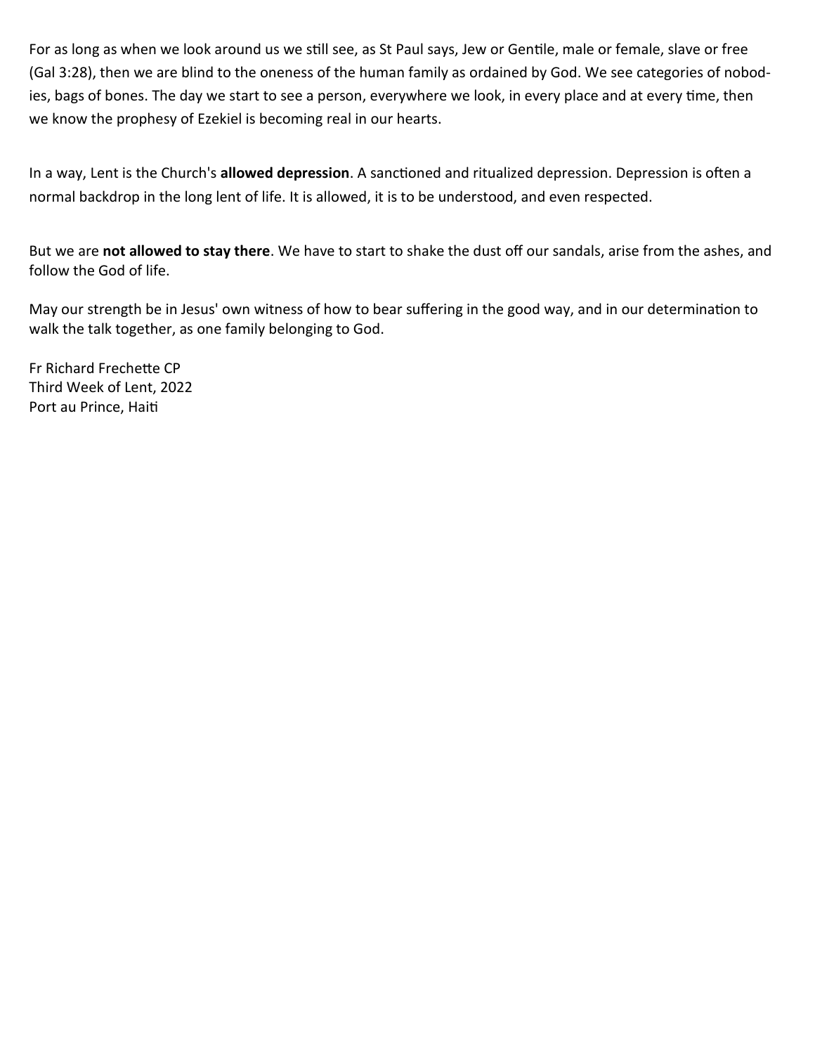For as long as when we look around us we still see, as St Paul says, Jew or Gentile, male or female, slave or free (Gal 3:28), then we are blind to the oneness of the human family as ordained by God. We see categories of nobodies, bags of bones. The day we start to see a person, everywhere we look, in every place and at every time, then we know the prophesy of Ezekiel is becoming real in our hearts.

In a way, Lent is the Church's **allowed depression**. A sanctioned and ritualized depression. Depression is often a normal backdrop in the long lent of life. It is allowed, it is to be understood, and even respected.

But we are **not allowed to stay there**. We have to start to shake the dust off our sandals, arise from the ashes, and follow the God of life.

May our strength be in Jesus' own witness of how to bear suffering in the good way, and in our determination to walk the talk together, as one family belonging to God.

Fr Richard Frechette CP  
Third Week of Lent, 2022  
Port au Prince, Haiti